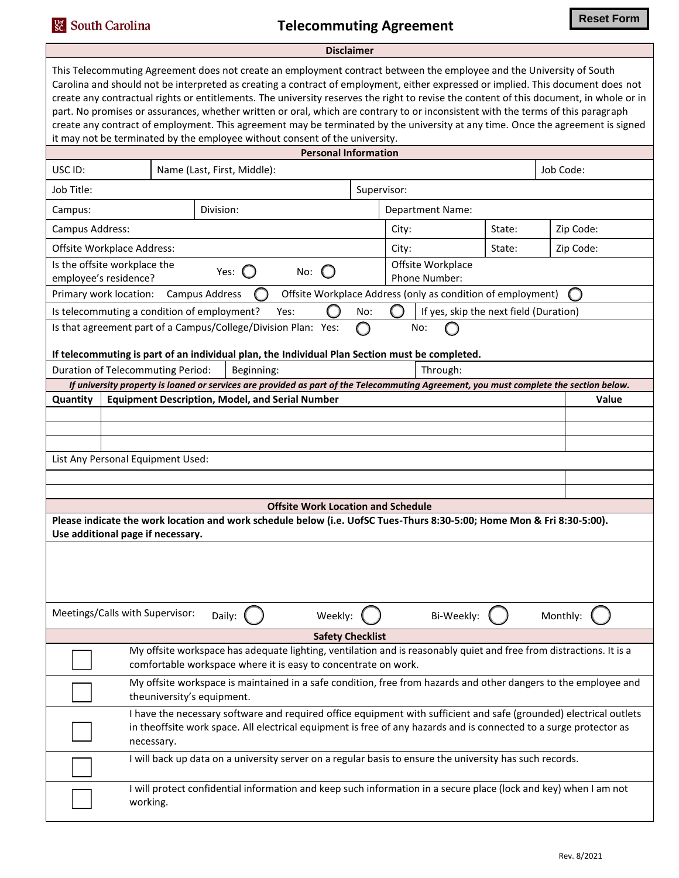South Carolina

# Telecommuting Agreement

Reset Form

## Disclaimer

This Telecommuting Agreement does not create an employment contract between the employee and the University of South Carolina and should not be interpreted as creating a contract of employment, either expressed or implied. This document does not create any contractual rights or entitlements. The university reserves the right to revise the content of this document, in whole or in part. No promises or assurances, whether written or oral, which are contrary to or inconsistent with the terms of this paragraph create any contract of employment. This agreement may be terminated by the university at any time. Once the agreement is signed it may not be terminated by the employee without consent of the university.

## Personal Information

| USC ID: | Name (Last, First, Middle): | Job Code: |
|---|---|---|

| Job Title: | Supervisor: |
|---|---|

| Campus: | Division: | Department Name: |
|---|---|---|

| Campus Address: | City: | State: | Zip Code: |
|---|---|---|---|
| Offsite Workplace Address: | City: | State: | Zip Code: |

Is the offsite workplace the employee's residence? Yes: ◯ No: ◯

Offsite Workplace Phone Number:

Primary work location: Campus Address ◯ Offsite Workplace Address (only as condition of employment) ◯

Is telecommuting a condition of employment? Yes: ◯ No: ◯ If yes, skip the next field (Duration)

Is that agreement part of a Campus/College/Division Plan: Yes: ◯ No: ◯

**If telecommuting is part of an individual plan, the Individual Plan Section must be completed.**

| Duration of Telecommuting Period: | Beginning: | Through: |
|---|---|---|

***If university property is loaned or services are provided as part of the Telecommuting Agreement, you must complete the section below.***

| Quantity | Equipment Description, Model, and Serial Number | Value |
|---|---|---|
| | | |
| | | |
| | | |

List Any Personal Equipment Used:

| | |
|---|---|
| | |
| | |

## Offsite Work Location and Schedule

**Please indicate the work location and work schedule below (i.e. UofSC Tues-Thurs 8:30-5:00; Home Mon & Fri 8:30-5:00). Use additional page if necessary.**

Meetings/Calls with Supervisor: Daily: ◯ Weekly: ◯ Bi-Weekly: ◯ Monthly: ◯

## Safety Checklist

- ☐ My offsite workspace has adequate lighting, ventilation and is reasonably quiet and free from distractions. It is a comfortable workspace where it is easy to concentrate on work.
- ☐ My offsite workspace is maintained in a safe condition, free from hazards and other dangers to the employee and theuniversity's equipment.
- ☐ I have the necessary software and required office equipment with sufficient and safe (grounded) electrical outlets in theoffsite work space. All electrical equipment is free of any hazards and is connected to a surge protector as necessary.
- ☐ I will back up data on a university server on a regular basis to ensure the university has such records.
- ☐ I will protect confidential information and keep such information in a secure place (lock and key) when I am not working.

Rev. 8/2021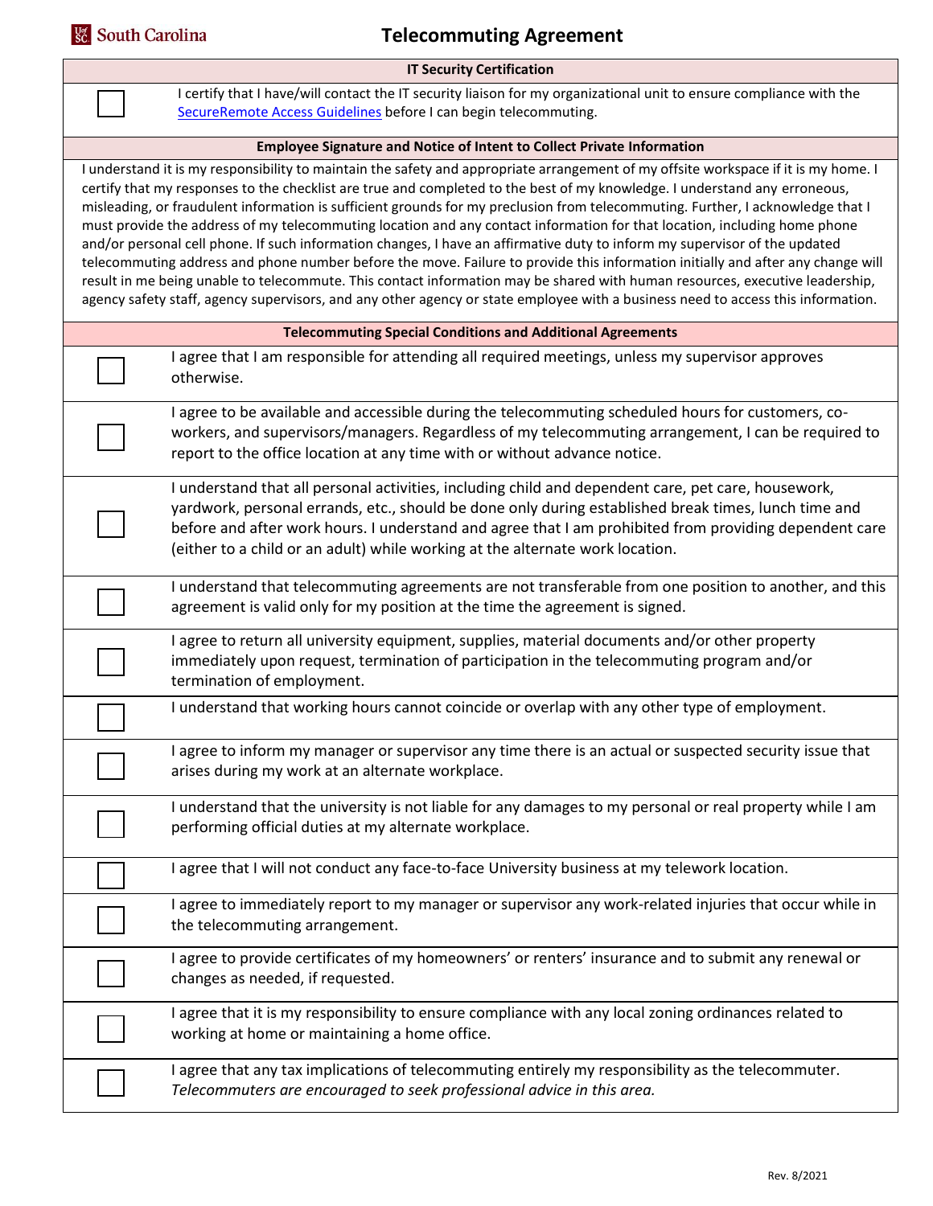# Telecommuting Agreement

## IT Security Certification

- [ ] I certify that I have/will contact the IT security liaison for my organizational unit to ensure compliance with the SecureRemote Access Guidelines before I can begin telecommuting.

## Employee Signature and Notice of Intent to Collect Private Information

I understand it is my responsibility to maintain the safety and appropriate arrangement of my offsite workspace if it is my home. I certify that my responses to the checklist are true and completed to the best of my knowledge. I understand any erroneous, misleading, or fraudulent information is sufficient grounds for my preclusion from telecommuting. Further, I acknowledge that I must provide the address of my telecommuting location and any contact information for that location, including home phone and/or personal cell phone. If such information changes, I have an affirmative duty to inform my supervisor of the updated telecommuting address and phone number before the move. Failure to provide this information initially and after any change will result in me being unable to telecommute. This contact information may be shared with human resources, executive leadership, agency safety staff, agency supervisors, and any other agency or state employee with a business need to access this information.

## Telecommuting Special Conditions and Additional Agreements

- [ ] I agree that I am responsible for attending all required meetings, unless my supervisor approves otherwise.
- [ ] I agree to be available and accessible during the telecommuting scheduled hours for customers, co-workers, and supervisors/managers. Regardless of my telecommuting arrangement, I can be required to report to the office location at any time with or without advance notice.
- [ ] I understand that all personal activities, including child and dependent care, pet care, housework, yardwork, personal errands, etc., should be done only during established break times, lunch time and before and after work hours. I understand and agree that I am prohibited from providing dependent care (either to a child or an adult) while working at the alternate work location.
- [ ] I understand that telecommuting agreements are not transferable from one position to another, and this agreement is valid only for my position at the time the agreement is signed.
- [ ] I agree to return all university equipment, supplies, material documents and/or other property immediately upon request, termination of participation in the telecommuting program and/or termination of employment.
- [ ] I understand that working hours cannot coincide or overlap with any other type of employment.
- [ ] I agree to inform my manager or supervisor any time there is an actual or suspected security issue that arises during my work at an alternate workplace.
- [ ] I understand that the university is not liable for any damages to my personal or real property while I am performing official duties at my alternate workplace.
- [ ] I agree that I will not conduct any face-to-face University business at my telework location.
- [ ] I agree to immediately report to my manager or supervisor any work-related injuries that occur while in the telecommuting arrangement.
- [ ] I agree to provide certificates of my homeowners' or renters' insurance and to submit any renewal or changes as needed, if requested.
- [ ] I agree that it is my responsibility to ensure compliance with any local zoning ordinances related to working at home or maintaining a home office.
- [ ] I agree that any tax implications of telecommuting entirely my responsibility as the telecommuter. *Telecommuters are encouraged to seek professional advice in this area.*

Rev. 8/2021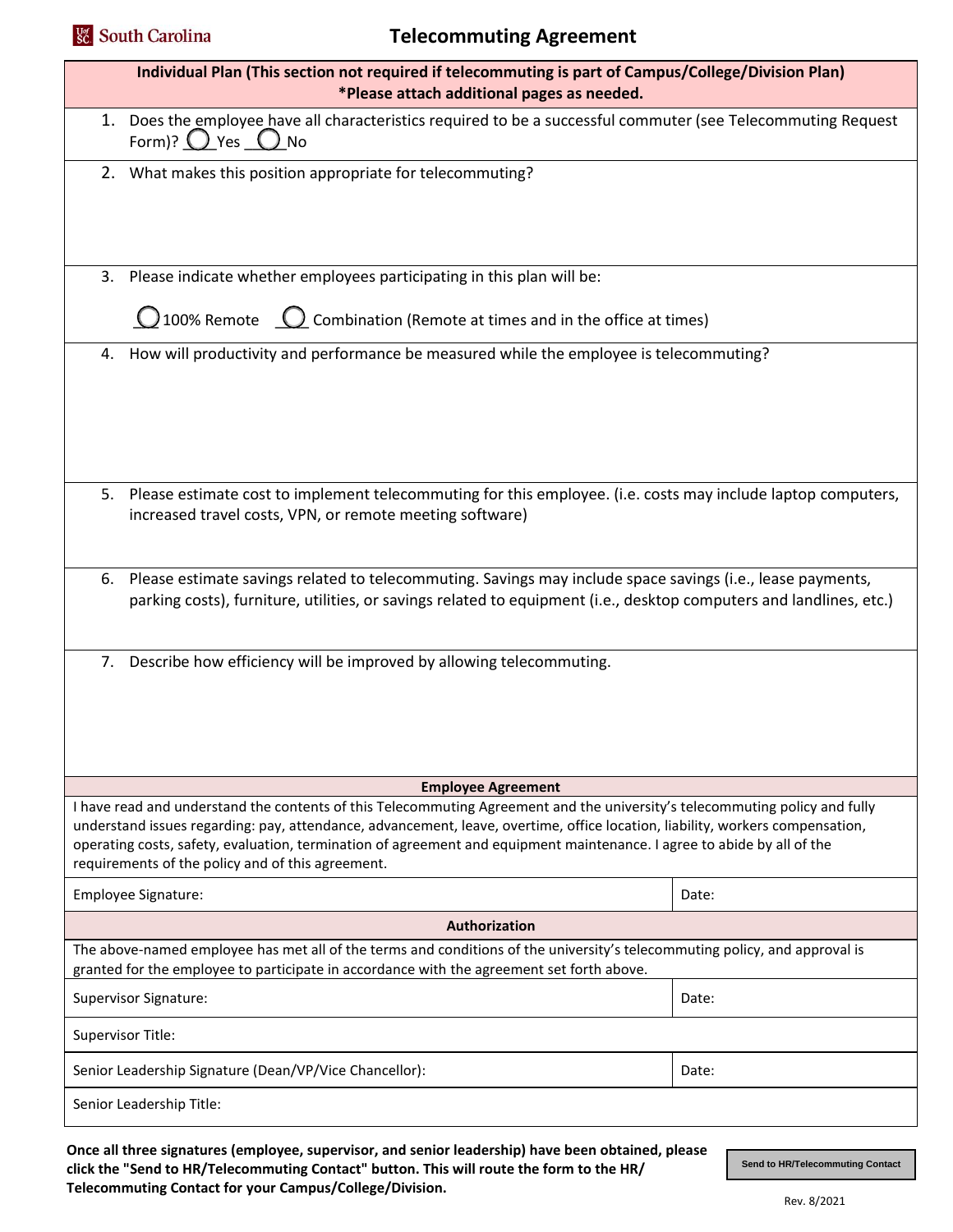South Carolina

# Telecommuting Agreement

**Individual Plan (This section not required if telecommuting is part of Campus/College/Division Plan)**
**\*Please attach additional pages as needed.**

1. Does the employee have all characteristics required to be a successful commuter (see Telecommuting Request Form)? ◯ Yes ◯ No
2. What makes this position appropriate for telecommuting?
3. Please indicate whether employees participating in this plan will be:

   ◯ 100% Remote ◯ Combination (Remote at times and in the office at times)
4. How will productivity and performance be measured while the employee is telecommuting?
5. Please estimate cost to implement telecommuting for this employee. (i.e. costs may include laptop computers, increased travel costs, VPN, or remote meeting software)
6. Please estimate savings related to telecommuting. Savings may include space savings (i.e., lease payments, parking costs), furniture, utilities, or savings related to equipment (i.e., desktop computers and landlines, etc.)
7. Describe how efficiency will be improved by allowing telecommuting.

**Employee Agreement**

I have read and understand the contents of this Telecommuting Agreement and the university's telecommuting policy and fully understand issues regarding: pay, attendance, advancement, leave, overtime, office location, liability, workers compensation, operating costs, safety, evaluation, termination of agreement and equipment maintenance. I agree to abide by all of the requirements of the policy and of this agreement.

| | |
|---|---|
| Employee Signature: | Date: |

**Authorization**

The above-named employee has met all of the terms and conditions of the university's telecommuting policy, and approval is granted for the employee to participate in accordance with the agreement set forth above.

| | |
|---|---|
| Supervisor Signature: | Date: |
| Supervisor Title: | |
| Senior Leadership Signature (Dean/VP/Vice Chancellor): | Date: |
| Senior Leadership Title: | |

**Once all three signatures (employee, supervisor, and senior leadership) have been obtained, please click the "Send to HR/Telecommuting Contact" button. This will route the form to the HR/ Telecommuting Contact for your Campus/College/Division.**

Send to HR/Telecommuting Contact

Rev. 8/2021